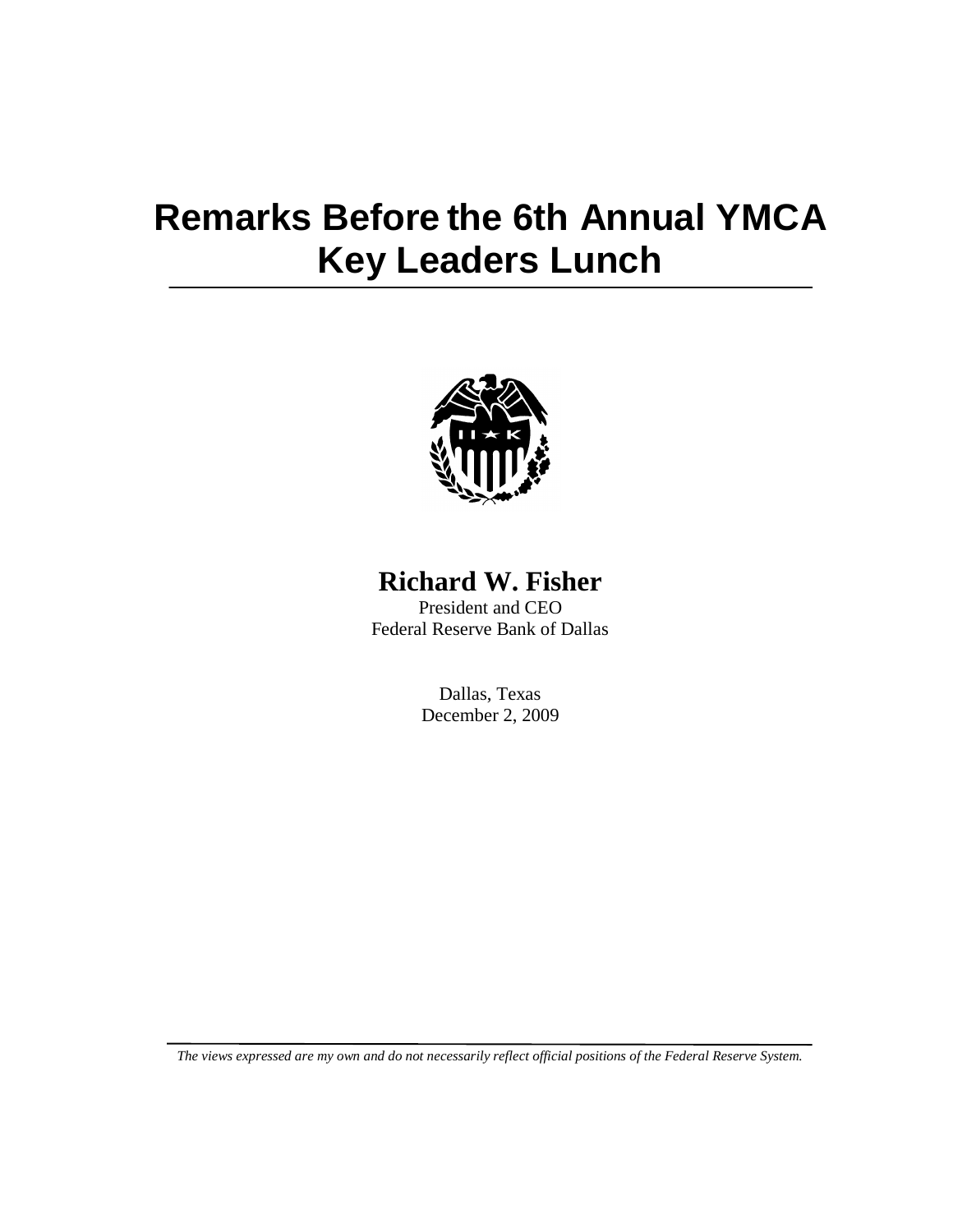# Remarks Before the 6th Annual YMCA Key Leaders Lunch

**Richard W. Fisher**
President and CEO
Federal Reserve Bank of Dallas

Dallas, Texas
December 2, 2009

*The views expressed are my own and do not necessarily reflect official positions of the Federal Reserve System.*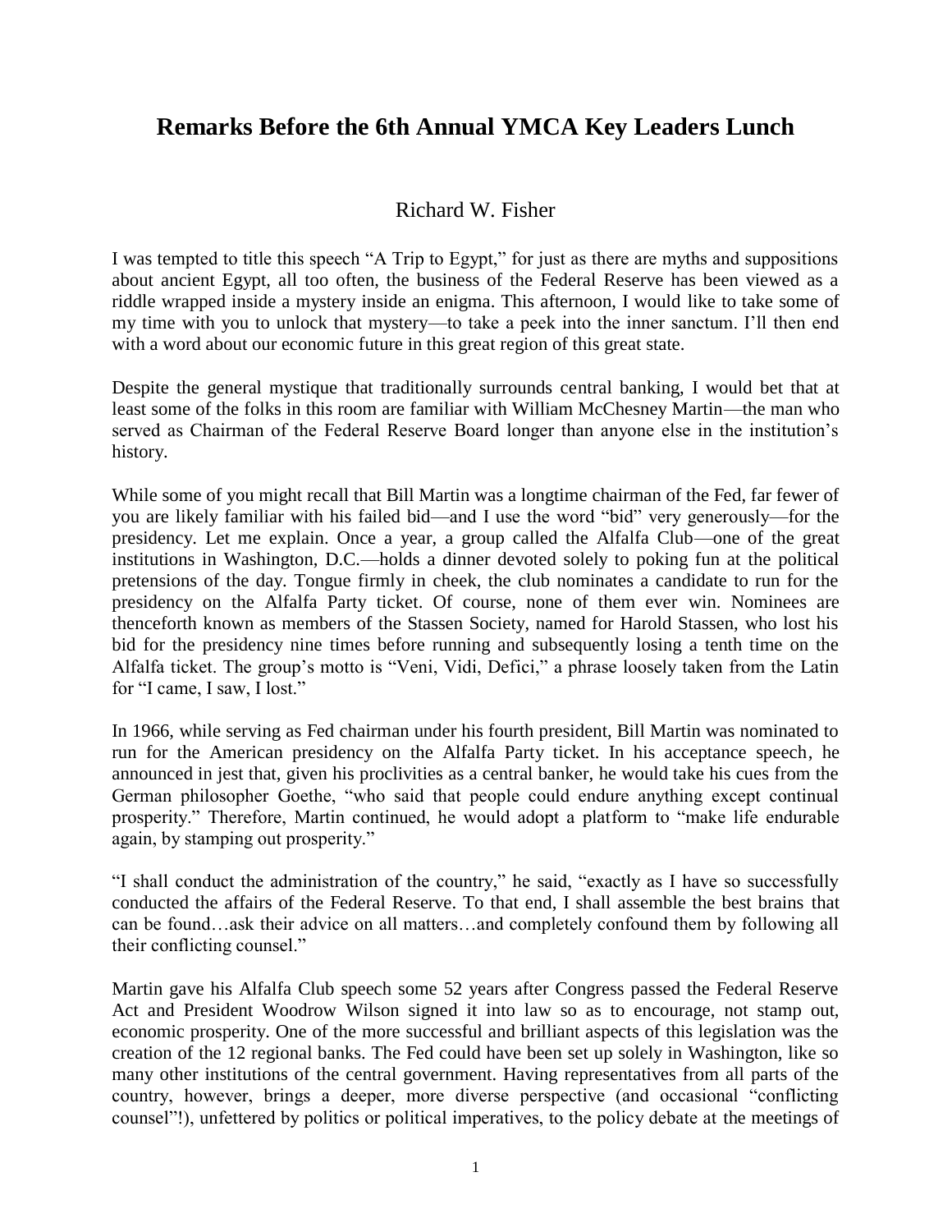# Remarks Before the 6th Annual YMCA Key Leaders Lunch

Richard W. Fisher

I was tempted to title this speech "A Trip to Egypt," for just as there are myths and suppositions about ancient Egypt, all too often, the business of the Federal Reserve has been viewed as a riddle wrapped inside a mystery inside an enigma. This afternoon, I would like to take some of my time with you to unlock that mystery—to take a peek into the inner sanctum. I'll then end with a word about our economic future in this great region of this great state.

Despite the general mystique that traditionally surrounds central banking, I would bet that at least some of the folks in this room are familiar with William McChesney Martin—the man who served as Chairman of the Federal Reserve Board longer than anyone else in the institution's history.

While some of you might recall that Bill Martin was a longtime chairman of the Fed, far fewer of you are likely familiar with his failed bid—and I use the word "bid" very generously—for the presidency. Let me explain. Once a year, a group called the Alfalfa Club—one of the great institutions in Washington, D.C.—holds a dinner devoted solely to poking fun at the political pretensions of the day. Tongue firmly in cheek, the club nominates a candidate to run for the presidency on the Alfalfa Party ticket. Of course, none of them ever win. Nominees are thenceforth known as members of the Stassen Society, named for Harold Stassen, who lost his bid for the presidency nine times before running and subsequently losing a tenth time on the Alfalfa ticket. The group's motto is "Veni, Vidi, Defici," a phrase loosely taken from the Latin for "I came, I saw, I lost."

In 1966, while serving as Fed chairman under his fourth president, Bill Martin was nominated to run for the American presidency on the Alfalfa Party ticket. In his acceptance speech, he announced in jest that, given his proclivities as a central banker, he would take his cues from the German philosopher Goethe, "who said that people could endure anything except continual prosperity." Therefore, Martin continued, he would adopt a platform to "make life endurable again, by stamping out prosperity."

"I shall conduct the administration of the country," he said, "exactly as I have so successfully conducted the affairs of the Federal Reserve. To that end, I shall assemble the best brains that can be found…ask their advice on all matters…and completely confound them by following all their conflicting counsel."

Martin gave his Alfalfa Club speech some 52 years after Congress passed the Federal Reserve Act and President Woodrow Wilson signed it into law so as to encourage, not stamp out, economic prosperity. One of the more successful and brilliant aspects of this legislation was the creation of the 12 regional banks. The Fed could have been set up solely in Washington, like so many other institutions of the central government. Having representatives from all parts of the country, however, brings a deeper, more diverse perspective (and occasional "conflicting counsel"!), unfettered by politics or political imperatives, to the policy debate at the meetings of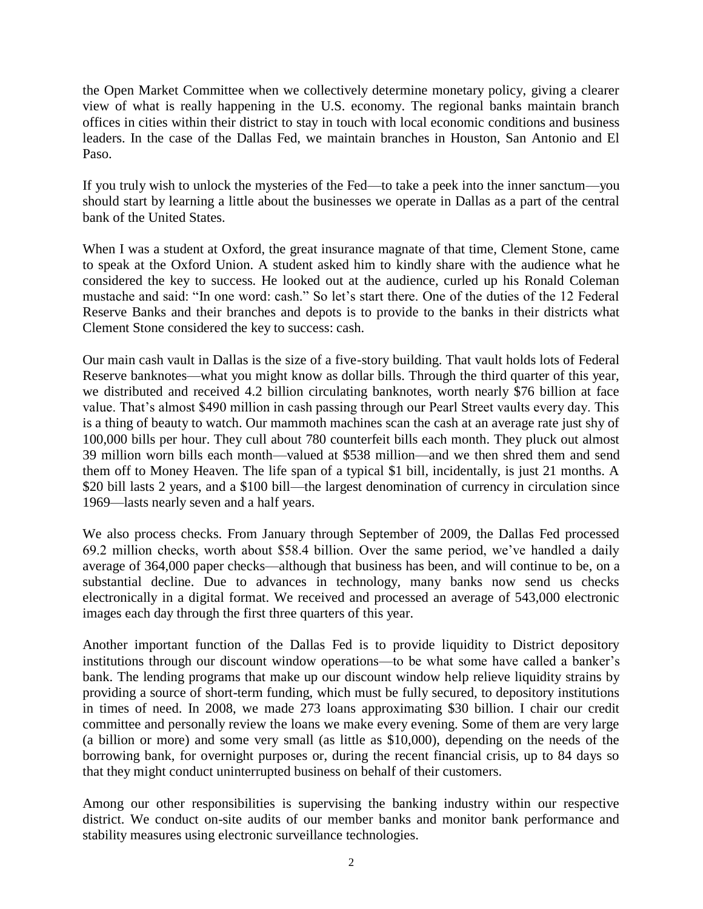the Open Market Committee when we collectively determine monetary policy, giving a clearer view of what is really happening in the U.S. economy. The regional banks maintain branch offices in cities within their district to stay in touch with local economic conditions and business leaders. In the case of the Dallas Fed, we maintain branches in Houston, San Antonio and El Paso.

If you truly wish to unlock the mysteries of the Fed—to take a peek into the inner sanctum—you should start by learning a little about the businesses we operate in Dallas as a part of the central bank of the United States.

When I was a student at Oxford, the great insurance magnate of that time, Clement Stone, came to speak at the Oxford Union. A student asked him to kindly share with the audience what he considered the key to success. He looked out at the audience, curled up his Ronald Coleman mustache and said: "In one word: cash." So let's start there. One of the duties of the 12 Federal Reserve Banks and their branches and depots is to provide to the banks in their districts what Clement Stone considered the key to success: cash.

Our main cash vault in Dallas is the size of a five-story building. That vault holds lots of Federal Reserve banknotes—what you might know as dollar bills. Through the third quarter of this year, we distributed and received 4.2 billion circulating banknotes, worth nearly $76 billion at face value. That's almost $490 million in cash passing through our Pearl Street vaults every day. This is a thing of beauty to watch. Our mammoth machines scan the cash at an average rate just shy of 100,000 bills per hour. They cull about 780 counterfeit bills each month. They pluck out almost 39 million worn bills each month—valued at $538 million—and we then shred them and send them off to Money Heaven. The life span of a typical $1 bill, incidentally, is just 21 months. A $20 bill lasts 2 years, and a $100 bill—the largest denomination of currency in circulation since 1969—lasts nearly seven and a half years.

We also process checks. From January through September of 2009, the Dallas Fed processed 69.2 million checks, worth about $58.4 billion. Over the same period, we've handled a daily average of 364,000 paper checks—although that business has been, and will continue to be, on a substantial decline. Due to advances in technology, many banks now send us checks electronically in a digital format. We received and processed an average of 543,000 electronic images each day through the first three quarters of this year.

Another important function of the Dallas Fed is to provide liquidity to District depository institutions through our discount window operations—to be what some have called a banker's bank. The lending programs that make up our discount window help relieve liquidity strains by providing a source of short-term funding, which must be fully secured, to depository institutions in times of need. In 2008, we made 273 loans approximating $30 billion. I chair our credit committee and personally review the loans we make every evening. Some of them are very large (a billion or more) and some very small (as little as $10,000), depending on the needs of the borrowing bank, for overnight purposes or, during the recent financial crisis, up to 84 days so that they might conduct uninterrupted business on behalf of their customers.

Among our other responsibilities is supervising the banking industry within our respective district. We conduct on-site audits of our member banks and monitor bank performance and stability measures using electronic surveillance technologies.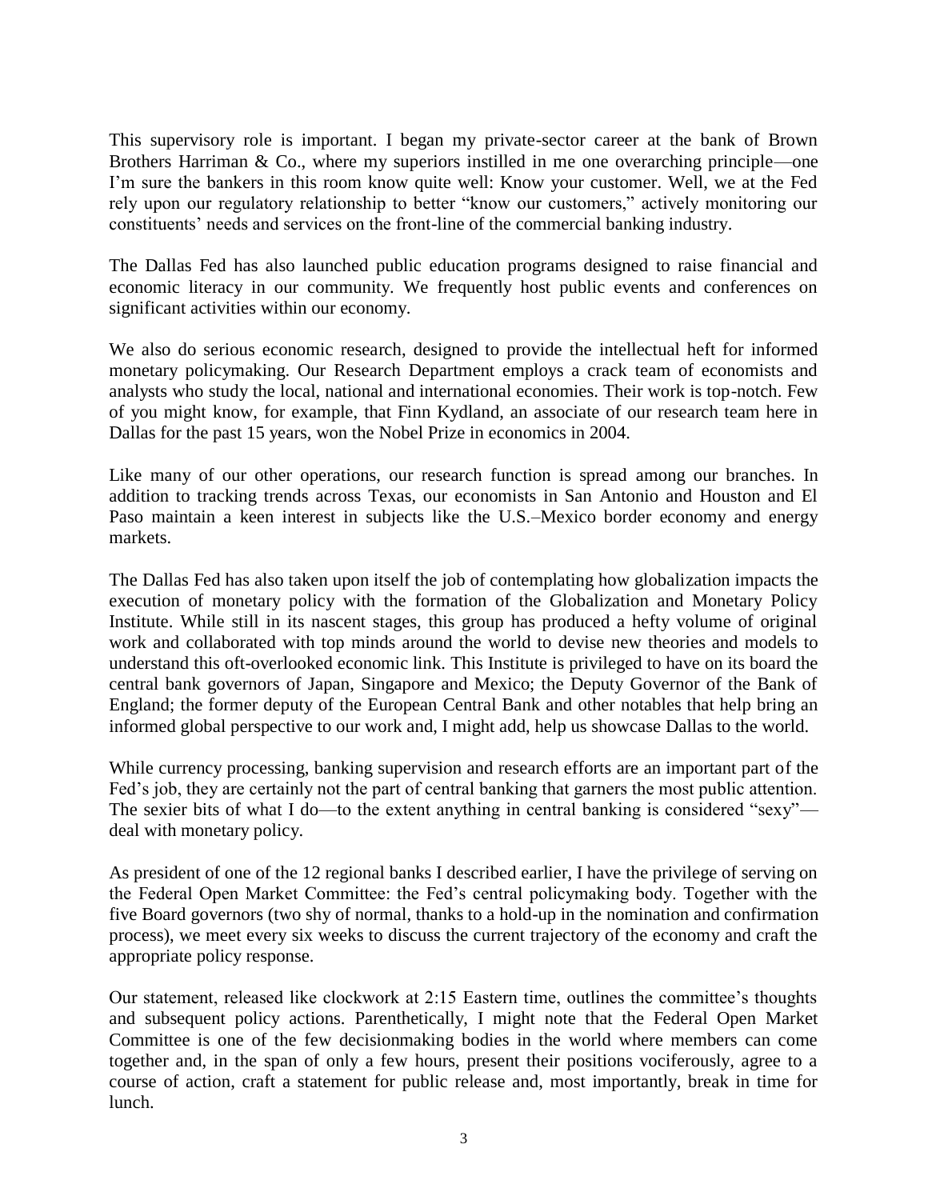This supervisory role is important. I began my private-sector career at the bank of Brown Brothers Harriman & Co., where my superiors instilled in me one overarching principle—one I'm sure the bankers in this room know quite well: Know your customer. Well, we at the Fed rely upon our regulatory relationship to better "know our customers," actively monitoring our constituents' needs and services on the front-line of the commercial banking industry.

The Dallas Fed has also launched public education programs designed to raise financial and economic literacy in our community. We frequently host public events and conferences on significant activities within our economy.

We also do serious economic research, designed to provide the intellectual heft for informed monetary policymaking. Our Research Department employs a crack team of economists and analysts who study the local, national and international economies. Their work is top-notch. Few of you might know, for example, that Finn Kydland, an associate of our research team here in Dallas for the past 15 years, won the Nobel Prize in economics in 2004.

Like many of our other operations, our research function is spread among our branches. In addition to tracking trends across Texas, our economists in San Antonio and Houston and El Paso maintain a keen interest in subjects like the U.S.–Mexico border economy and energy markets.

The Dallas Fed has also taken upon itself the job of contemplating how globalization impacts the execution of monetary policy with the formation of the Globalization and Monetary Policy Institute. While still in its nascent stages, this group has produced a hefty volume of original work and collaborated with top minds around the world to devise new theories and models to understand this oft-overlooked economic link. This Institute is privileged to have on its board the central bank governors of Japan, Singapore and Mexico; the Deputy Governor of the Bank of England; the former deputy of the European Central Bank and other notables that help bring an informed global perspective to our work and, I might add, help us showcase Dallas to the world.

While currency processing, banking supervision and research efforts are an important part of the Fed's job, they are certainly not the part of central banking that garners the most public attention. The sexier bits of what I do—to the extent anything in central banking is considered "sexy"—deal with monetary policy.

As president of one of the 12 regional banks I described earlier, I have the privilege of serving on the Federal Open Market Committee: the Fed's central policymaking body. Together with the five Board governors (two shy of normal, thanks to a hold-up in the nomination and confirmation process), we meet every six weeks to discuss the current trajectory of the economy and craft the appropriate policy response.

Our statement, released like clockwork at 2:15 Eastern time, outlines the committee's thoughts and subsequent policy actions. Parenthetically, I might note that the Federal Open Market Committee is one of the few decisionmaking bodies in the world where members can come together and, in the span of only a few hours, present their positions vociferously, agree to a course of action, craft a statement for public release and, most importantly, break in time for lunch.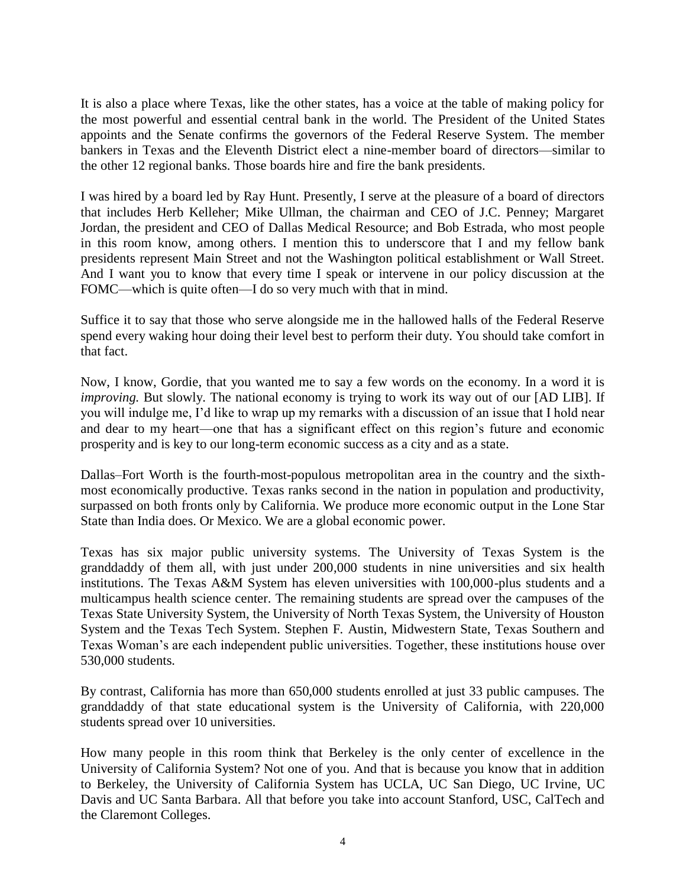It is also a place where Texas, like the other states, has a voice at the table of making policy for the most powerful and essential central bank in the world. The President of the United States appoints and the Senate confirms the governors of the Federal Reserve System. The member bankers in Texas and the Eleventh District elect a nine-member board of directors—similar to the other 12 regional banks. Those boards hire and fire the bank presidents.

I was hired by a board led by Ray Hunt. Presently, I serve at the pleasure of a board of directors that includes Herb Kelleher; Mike Ullman, the chairman and CEO of J.C. Penney; Margaret Jordan, the president and CEO of Dallas Medical Resource; and Bob Estrada, who most people in this room know, among others. I mention this to underscore that I and my fellow bank presidents represent Main Street and not the Washington political establishment or Wall Street. And I want you to know that every time I speak or intervene in our policy discussion at the FOMC—which is quite often—I do so very much with that in mind.

Suffice it to say that those who serve alongside me in the hallowed halls of the Federal Reserve spend every waking hour doing their level best to perform their duty. You should take comfort in that fact.

Now, I know, Gordie, that you wanted me to say a few words on the economy. In a word it is *improving.* But slowly. The national economy is trying to work its way out of our [AD LIB]. If you will indulge me, I'd like to wrap up my remarks with a discussion of an issue that I hold near and dear to my heart—one that has a significant effect on this region's future and economic prosperity and is key to our long-term economic success as a city and as a state.

Dallas–Fort Worth is the fourth-most-populous metropolitan area in the country and the sixth-most economically productive. Texas ranks second in the nation in population and productivity, surpassed on both fronts only by California. We produce more economic output in the Lone Star State than India does. Or Mexico. We are a global economic power.

Texas has six major public university systems. The University of Texas System is the granddaddy of them all, with just under 200,000 students in nine universities and six health institutions. The Texas A&M System has eleven universities with 100,000-plus students and a multicampus health science center. The remaining students are spread over the campuses of the Texas State University System, the University of North Texas System, the University of Houston System and the Texas Tech System. Stephen F. Austin, Midwestern State, Texas Southern and Texas Woman's are each independent public universities. Together, these institutions house over 530,000 students.

By contrast, California has more than 650,000 students enrolled at just 33 public campuses. The granddaddy of that state educational system is the University of California, with 220,000 students spread over 10 universities.

How many people in this room think that Berkeley is the only center of excellence in the University of California System? Not one of you. And that is because you know that in addition to Berkeley, the University of California System has UCLA, UC San Diego, UC Irvine, UC Davis and UC Santa Barbara. All that before you take into account Stanford, USC, CalTech and the Claremont Colleges.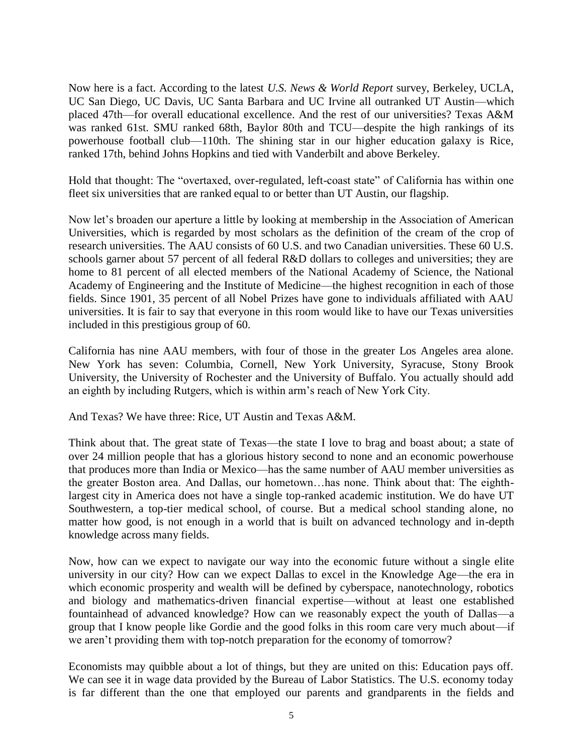Now here is a fact. According to the latest *U.S. News & World Report* survey, Berkeley, UCLA, UC San Diego, UC Davis, UC Santa Barbara and UC Irvine all outranked UT Austin—which placed 47th—for overall educational excellence. And the rest of our universities? Texas A&M was ranked 61st. SMU ranked 68th, Baylor 80th and TCU—despite the high rankings of its powerhouse football club—110th. The shining star in our higher education galaxy is Rice, ranked 17th, behind Johns Hopkins and tied with Vanderbilt and above Berkeley.

Hold that thought: The "overtaxed, over-regulated, left-coast state" of California has within one fleet six universities that are ranked equal to or better than UT Austin, our flagship.

Now let's broaden our aperture a little by looking at membership in the Association of American Universities, which is regarded by most scholars as the definition of the cream of the crop of research universities. The AAU consists of 60 U.S. and two Canadian universities. These 60 U.S. schools garner about 57 percent of all federal R&D dollars to colleges and universities; they are home to 81 percent of all elected members of the National Academy of Science, the National Academy of Engineering and the Institute of Medicine—the highest recognition in each of those fields. Since 1901, 35 percent of all Nobel Prizes have gone to individuals affiliated with AAU universities. It is fair to say that everyone in this room would like to have our Texas universities included in this prestigious group of 60.

California has nine AAU members, with four of those in the greater Los Angeles area alone. New York has seven: Columbia, Cornell, New York University, Syracuse, Stony Brook University, the University of Rochester and the University of Buffalo. You actually should add an eighth by including Rutgers, which is within arm's reach of New York City.

And Texas? We have three: Rice, UT Austin and Texas A&M.

Think about that. The great state of Texas—the state I love to brag and boast about; a state of over 24 million people that has a glorious history second to none and an economic powerhouse that produces more than India or Mexico—has the same number of AAU member universities as the greater Boston area. And Dallas, our hometown…has none. Think about that: The eighth-largest city in America does not have a single top-ranked academic institution. We do have UT Southwestern, a top-tier medical school, of course. But a medical school standing alone, no matter how good, is not enough in a world that is built on advanced technology and in-depth knowledge across many fields.

Now, how can we expect to navigate our way into the economic future without a single elite university in our city? How can we expect Dallas to excel in the Knowledge Age—the era in which economic prosperity and wealth will be defined by cyberspace, nanotechnology, robotics and biology and mathematics-driven financial expertise—without at least one established fountainhead of advanced knowledge? How can we reasonably expect the youth of Dallas—a group that I know people like Gordie and the good folks in this room care very much about—if we aren't providing them with top-notch preparation for the economy of tomorrow?

Economists may quibble about a lot of things, but they are united on this: Education pays off. We can see it in wage data provided by the Bureau of Labor Statistics. The U.S. economy today is far different than the one that employed our parents and grandparents in the fields and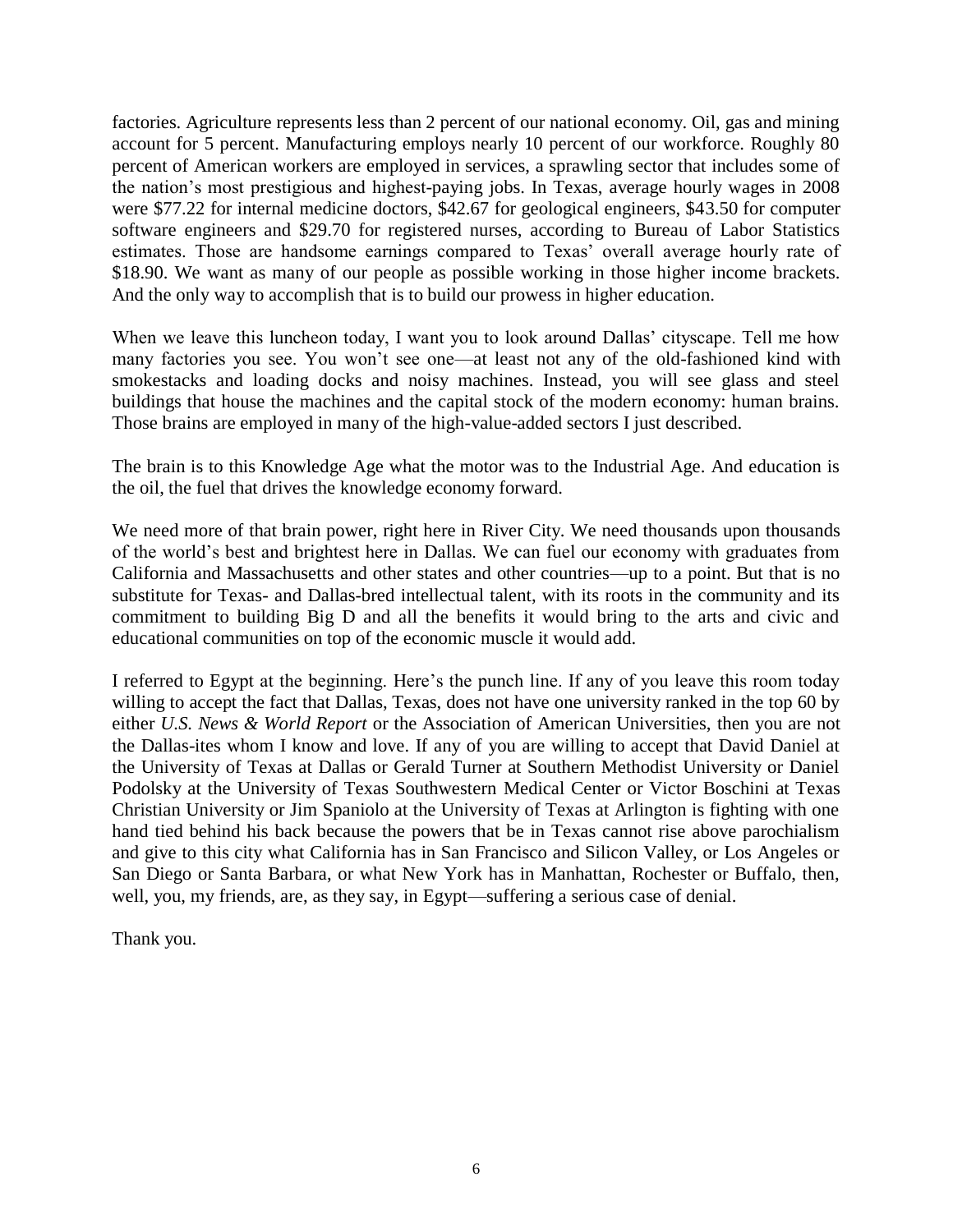factories. Agriculture represents less than 2 percent of our national economy. Oil, gas and mining account for 5 percent. Manufacturing employs nearly 10 percent of our workforce. Roughly 80 percent of American workers are employed in services, a sprawling sector that includes some of the nation's most prestigious and highest-paying jobs. In Texas, average hourly wages in 2008 were $77.22 for internal medicine doctors, $42.67 for geological engineers, $43.50 for computer software engineers and $29.70 for registered nurses, according to Bureau of Labor Statistics estimates. Those are handsome earnings compared to Texas' overall average hourly rate of $18.90. We want as many of our people as possible working in those higher income brackets. And the only way to accomplish that is to build our prowess in higher education.

When we leave this luncheon today, I want you to look around Dallas' cityscape. Tell me how many factories you see. You won't see one—at least not any of the old-fashioned kind with smokestacks and loading docks and noisy machines. Instead, you will see glass and steel buildings that house the machines and the capital stock of the modern economy: human brains. Those brains are employed in many of the high-value-added sectors I just described.

The brain is to this Knowledge Age what the motor was to the Industrial Age. And education is the oil, the fuel that drives the knowledge economy forward.

We need more of that brain power, right here in River City. We need thousands upon thousands of the world's best and brightest here in Dallas. We can fuel our economy with graduates from California and Massachusetts and other states and other countries—up to a point. But that is no substitute for Texas- and Dallas-bred intellectual talent, with its roots in the community and its commitment to building Big D and all the benefits it would bring to the arts and civic and educational communities on top of the economic muscle it would add.

I referred to Egypt at the beginning. Here's the punch line. If any of you leave this room today willing to accept the fact that Dallas, Texas, does not have one university ranked in the top 60 by either *U.S. News & World Report* or the Association of American Universities, then you are not the Dallas-ites whom I know and love. If any of you are willing to accept that David Daniel at the University of Texas at Dallas or Gerald Turner at Southern Methodist University or Daniel Podolsky at the University of Texas Southwestern Medical Center or Victor Boschini at Texas Christian University or Jim Spaniolo at the University of Texas at Arlington is fighting with one hand tied behind his back because the powers that be in Texas cannot rise above parochialism and give to this city what California has in San Francisco and Silicon Valley, or Los Angeles or San Diego or Santa Barbara, or what New York has in Manhattan, Rochester or Buffalo, then, well, you, my friends, are, as they say, in Egypt—suffering a serious case of denial.

Thank you.